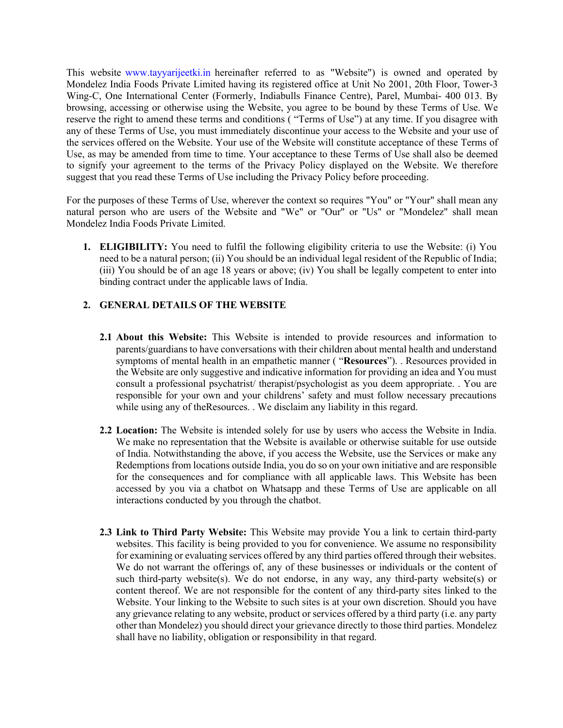This website www.tayyarijeetki.in hereinafter referred to as "Website") is owned and operated by Mondelez India Foods Private Limited having its registered office at Unit No 2001, 20th Floor, Tower-3 Wing-C, One International Center (Formerly, Indiabulls Finance Centre), Parel, Mumbai- 400 013. By browsing, accessing or otherwise using the Website, you agree to be bound by these Terms of Use. We reserve the right to amend these terms and conditions ( "Terms of Use") at any time. If you disagree with any of these Terms of Use, you must immediately discontinue your access to the Website and your use of the services offered on the Website. Your use of the Website will constitute acceptance of these Terms of Use, as may be amended from time to time. Your acceptance to these Terms of Use shall also be deemed to signify your agreement to the terms of the Privacy Policy displayed on the Website. We therefore suggest that you read these Terms of Use including the Privacy Policy before proceeding.

For the purposes of these Terms of Use, wherever the context so requires "You" or "Your" shall mean any natural person who are users of the Website and "We" or "Our" or "Us" or "Mondelez" shall mean Mondelez India Foods Private Limited.

1. **ELIGIBILITY:** You need to fulfil the following eligibility criteria to use the Website: (i) You need to be a natural person; (ii) You should be an individual legal resident of the Republic of India; (iii) You should be of an age 18 years or above; (iv) You shall be legally competent to enter into binding contract under the applicable laws of India.

2. **GENERAL DETAILS OF THE WEBSITE**

   **2.1 About this Website:** This Website is intended to provide resources and information to parents/guardians to have conversations with their children about mental health and understand symptoms of mental health in an empathetic manner ( "**Resources**"). . Resources provided in the Website are only suggestive and indicative information for providing an idea and You must consult a professional psychatrist/ therapist/psychologist as you deem appropriate. . You are responsible for your own and your childrens' safety and must follow necessary precautions while using any of theResources. . We disclaim any liability in this regard.

   **2.2 Location:** The Website is intended solely for use by users who access the Website in India. We make no representation that the Website is available or otherwise suitable for use outside of India. Notwithstanding the above, if you access the Website, use the Services or make any Redemptions from locations outside India, you do so on your own initiative and are responsible for the consequences and for compliance with all applicable laws. This Website has been accessed by you via a chatbot on Whatsapp and these Terms of Use are applicable on all interactions conducted by you through the chatbot.

   **2.3 Link to Third Party Website:** This Website may provide You a link to certain third-party websites. This facility is being provided to you for convenience. We assume no responsibility for examining or evaluating services offered by any third parties offered through their websites. We do not warrant the offerings of, any of these businesses or individuals or the content of such third-party website(s). We do not endorse, in any way, any third-party website(s) or content thereof. We are not responsible for the content of any third-party sites linked to the Website. Your linking to the Website to such sites is at your own discretion. Should you have any grievance relating to any website, product or services offered by a third party (i.e. any party other than Mondelez) you should direct your grievance directly to those third parties. Mondelez shall have no liability, obligation or responsibility in that regard.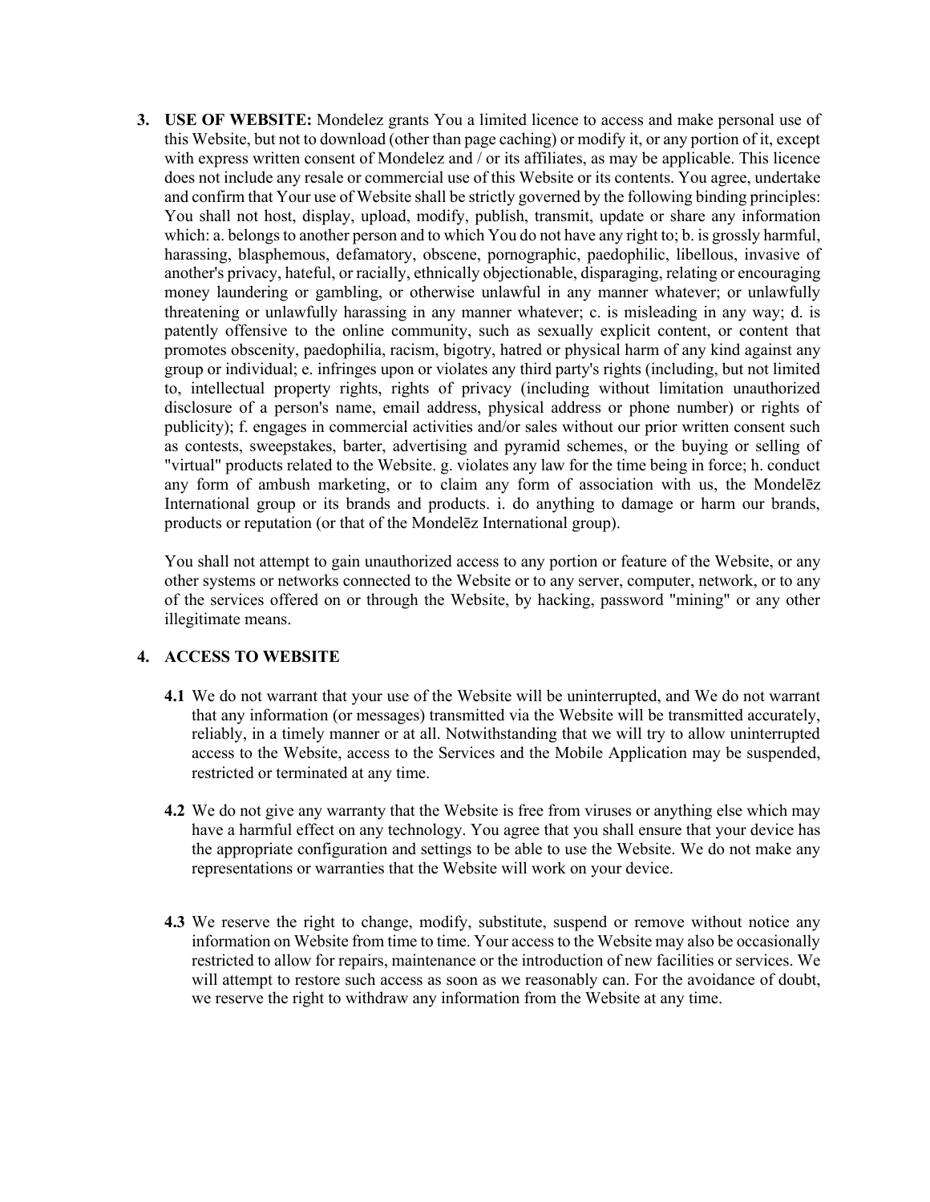3. **USE OF WEBSITE:** Mondelez grants You a limited licence to access and make personal use of this Website, but not to download (other than page caching) or modify it, or any portion of it, except with express written consent of Mondelez and / or its affiliates, as may be applicable. This licence does not include any resale or commercial use of this Website or its contents. You agree, undertake and confirm that Your use of Website shall be strictly governed by the following binding principles: You shall not host, display, upload, modify, publish, transmit, update or share any information which: a. belongs to another person and to which You do not have any right to; b. is grossly harmful, harassing, blasphemous, defamatory, obscene, pornographic, paedophilic, libellous, invasive of another's privacy, hateful, or racially, ethnically objectionable, disparaging, relating or encouraging money laundering or gambling, or otherwise unlawful in any manner whatever; or unlawfully threatening or unlawfully harassing in any manner whatever; c. is misleading in any way; d. is patently offensive to the online community, such as sexually explicit content, or content that promotes obscenity, paedophilia, racism, bigotry, hatred or physical harm of any kind against any group or individual; e. infringes upon or violates any third party's rights (including, but not limited to, intellectual property rights, rights of privacy (including without limitation unauthorized disclosure of a person's name, email address, physical address or phone number) or rights of publicity); f. engages in commercial activities and/or sales without our prior written consent such as contests, sweepstakes, barter, advertising and pyramid schemes, or the buying or selling of "virtual" products related to the Website. g. violates any law for the time being in force; h. conduct any form of ambush marketing, or to claim any form of association with us, the Mondelēz International group or its brands and products. i. do anything to damage or harm our brands, products or reputation (or that of the Mondelēz International group).

   You shall not attempt to gain unauthorized access to any portion or feature of the Website, or any other systems or networks connected to the Website or to any server, computer, network, or to any of the services offered on or through the Website, by hacking, password "mining" or any other illegitimate means.

4. **ACCESS TO WEBSITE**

   **4.1** We do not warrant that your use of the Website will be uninterrupted, and We do not warrant that any information (or messages) transmitted via the Website will be transmitted accurately, reliably, in a timely manner or at all. Notwithstanding that we will try to allow uninterrupted access to the Website, access to the Services and the Mobile Application may be suspended, restricted or terminated at any time.

   **4.2** We do not give any warranty that the Website is free from viruses or anything else which may have a harmful effect on any technology. You agree that you shall ensure that your device has the appropriate configuration and settings to be able to use the Website. We do not make any representations or warranties that the Website will work on your device.

   **4.3** We reserve the right to change, modify, substitute, suspend or remove without notice any information on Website from time to time. Your access to the Website may also be occasionally restricted to allow for repairs, maintenance or the introduction of new facilities or services. We will attempt to restore such access as soon as we reasonably can. For the avoidance of doubt, we reserve the right to withdraw any information from the Website at any time.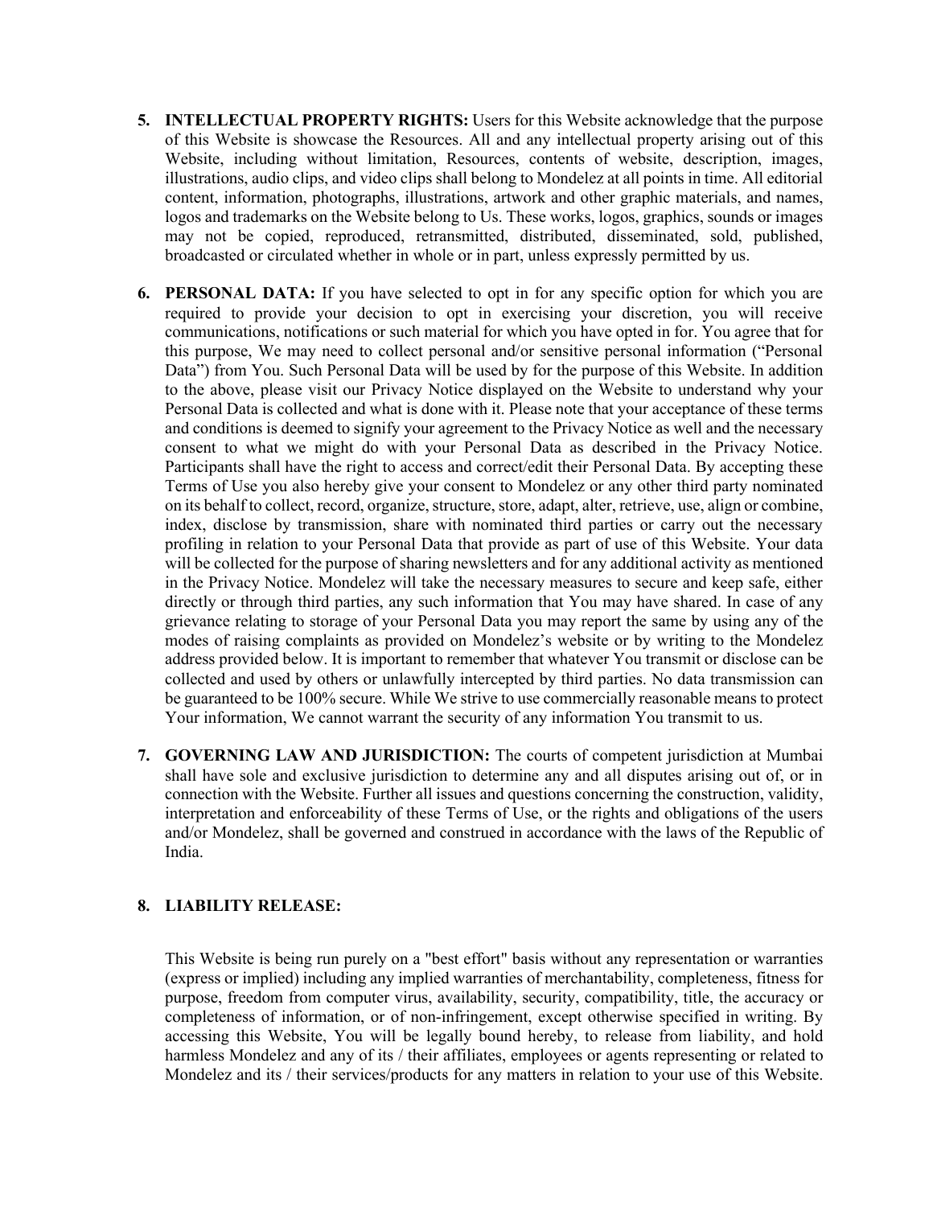5. **INTELLECTUAL PROPERTY RIGHTS:** Users for this Website acknowledge that the purpose of this Website is showcase the Resources. All and any intellectual property arising out of this Website, including without limitation, Resources, contents of website, description, images, illustrations, audio clips, and video clips shall belong to Mondelez at all points in time. All editorial content, information, photographs, illustrations, artwork and other graphic materials, and names, logos and trademarks on the Website belong to Us. These works, logos, graphics, sounds or images may not be copied, reproduced, retransmitted, distributed, disseminated, sold, published, broadcasted or circulated whether in whole or in part, unless expressly permitted by us.

6. **PERSONAL DATA:** If you have selected to opt in for any specific option for which you are required to provide your decision to opt in exercising your discretion, you will receive communications, notifications or such material for which you have opted in for. You agree that for this purpose, We may need to collect personal and/or sensitive personal information ("Personal Data") from You. Such Personal Data will be used by for the purpose of this Website. In addition to the above, please visit our Privacy Notice displayed on the Website to understand why your Personal Data is collected and what is done with it. Please note that your acceptance of these terms and conditions is deemed to signify your agreement to the Privacy Notice as well and the necessary consent to what we might do with your Personal Data as described in the Privacy Notice. Participants shall have the right to access and correct/edit their Personal Data. By accepting these Terms of Use you also hereby give your consent to Mondelez or any other third party nominated on its behalf to collect, record, organize, structure, store, adapt, alter, retrieve, use, align or combine, index, disclose by transmission, share with nominated third parties or carry out the necessary profiling in relation to your Personal Data that provide as part of use of this Website. Your data will be collected for the purpose of sharing newsletters and for any additional activity as mentioned in the Privacy Notice. Mondelez will take the necessary measures to secure and keep safe, either directly or through third parties, any such information that You may have shared. In case of any grievance relating to storage of your Personal Data you may report the same by using any of the modes of raising complaints as provided on Mondelez's website or by writing to the Mondelez address provided below. It is important to remember that whatever You transmit or disclose can be collected and used by others or unlawfully intercepted by third parties. No data transmission can be guaranteed to be 100% secure. While We strive to use commercially reasonable means to protect Your information, We cannot warrant the security of any information You transmit to us.

7. **GOVERNING LAW AND JURISDICTION:** The courts of competent jurisdiction at Mumbai shall have sole and exclusive jurisdiction to determine any and all disputes arising out of, or in connection with the Website. Further all issues and questions concerning the construction, validity, interpretation and enforceability of these Terms of Use, or the rights and obligations of the users and/or Mondelez, shall be governed and construed in accordance with the laws of the Republic of India.

8. **LIABILITY RELEASE:**

   This Website is being run purely on a "best effort" basis without any representation or warranties (express or implied) including any implied warranties of merchantability, completeness, fitness for purpose, freedom from computer virus, availability, security, compatibility, title, the accuracy or completeness of information, or of non-infringement, except otherwise specified in writing. By accessing this Website, You will be legally bound hereby, to release from liability, and hold harmless Mondelez and any of its / their affiliates, employees or agents representing or related to Mondelez and its / their services/products for any matters in relation to your use of this Website.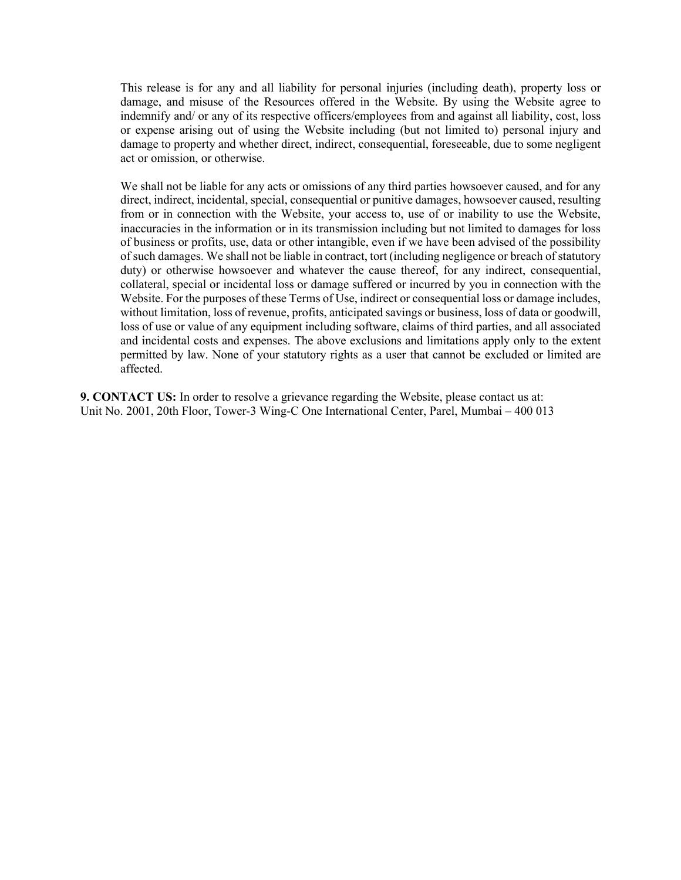This release is for any and all liability for personal injuries (including death), property loss or damage, and misuse of the Resources offered in the Website. By using the Website agree to indemnify and/ or any of its respective officers/employees from and against all liability, cost, loss or expense arising out of using the Website including (but not limited to) personal injury and damage to property and whether direct, indirect, consequential, foreseeable, due to some negligent act or omission, or otherwise.

We shall not be liable for any acts or omissions of any third parties howsoever caused, and for any direct, indirect, incidental, special, consequential or punitive damages, howsoever caused, resulting from or in connection with the Website, your access to, use of or inability to use the Website, inaccuracies in the information or in its transmission including but not limited to damages for loss of business or profits, use, data or other intangible, even if we have been advised of the possibility of such damages. We shall not be liable in contract, tort (including negligence or breach of statutory duty) or otherwise howsoever and whatever the cause thereof, for any indirect, consequential, collateral, special or incidental loss or damage suffered or incurred by you in connection with the Website. For the purposes of these Terms of Use, indirect or consequential loss or damage includes, without limitation, loss of revenue, profits, anticipated savings or business, loss of data or goodwill, loss of use or value of any equipment including software, claims of third parties, and all associated and incidental costs and expenses. The above exclusions and limitations apply only to the extent permitted by law. None of your statutory rights as a user that cannot be excluded or limited are affected.

**9. CONTACT US:** In order to resolve a grievance regarding the Website, please contact us at:
Unit No. 2001, 20th Floor, Tower-3 Wing-C One International Center, Parel, Mumbai – 400 013